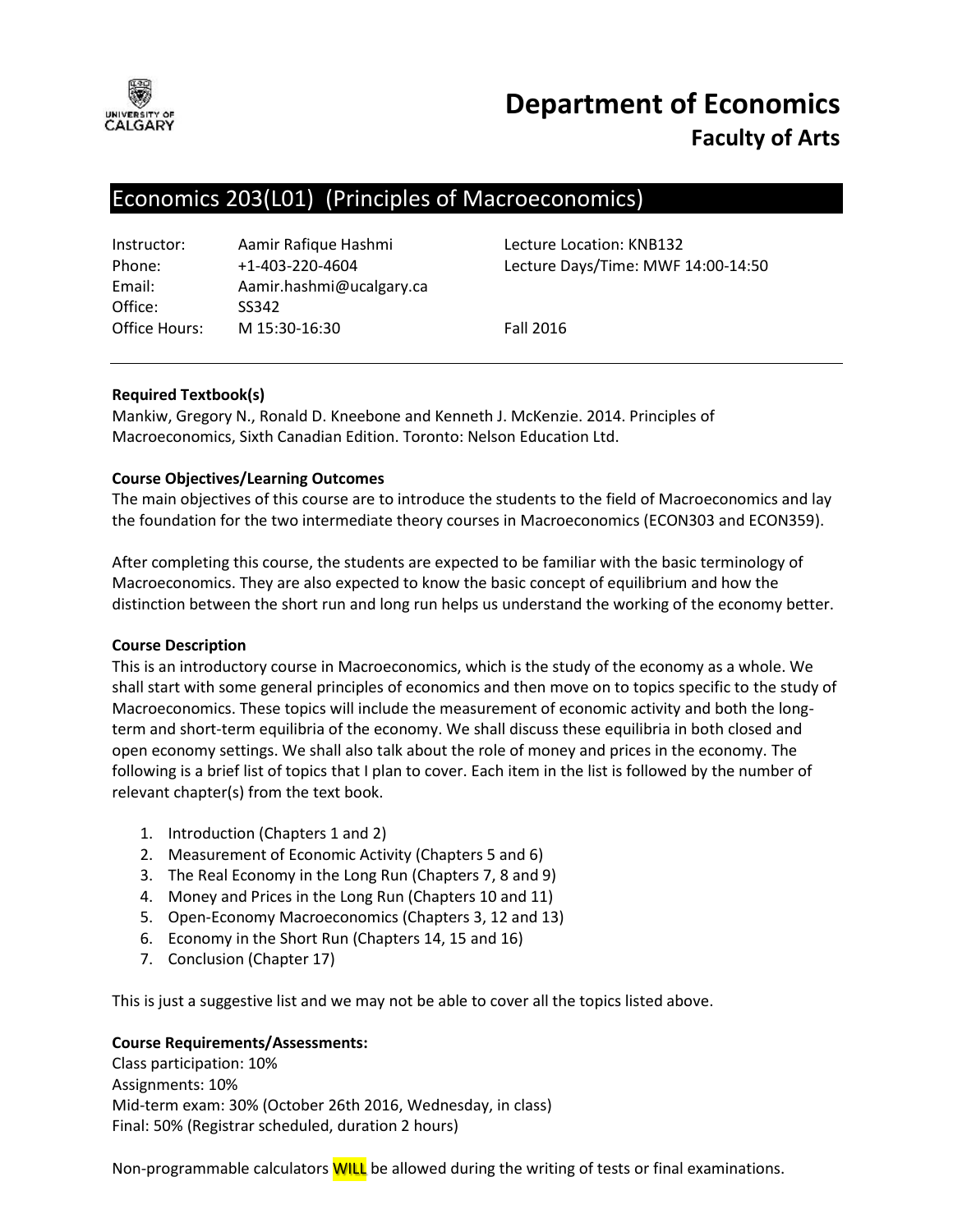# Department of Economics
## Faculty of Arts

## Economics 203(L01) (Principles of Macroeconomics)

Instructor: Aamir Rafique Hashmi
Phone: +1-403-220-4604
Email: Aamir.hashmi@ucalgary.ca
Office: SS342
Office Hours: M 15:30-16:30

Lecture Location: KNB132
Lecture Days/Time: MWF 14:00-14:50

Fall 2016

---

**Required Textbook(s)**

Mankiw, Gregory N., Ronald D. Kneebone and Kenneth J. McKenzie. 2014. Principles of Macroeconomics, Sixth Canadian Edition. Toronto: Nelson Education Ltd.

**Course Objectives/Learning Outcomes**

The main objectives of this course are to introduce the students to the field of Macroeconomics and lay the foundation for the two intermediate theory courses in Macroeconomics (ECON303 and ECON359).

After completing this course, the students are expected to be familiar with the basic terminology of Macroeconomics. They are also expected to know the basic concept of equilibrium and how the distinction between the short run and long run helps us understand the working of the economy better.

**Course Description**

This is an introductory course in Macroeconomics, which is the study of the economy as a whole. We shall start with some general principles of economics and then move on to topics specific to the study of Macroeconomics. These topics will include the measurement of economic activity and both the long-term and short-term equilibria of the economy. We shall discuss these equilibria in both closed and open economy settings. We shall also talk about the role of money and prices in the economy. The following is a brief list of topics that I plan to cover. Each item in the list is followed by the number of relevant chapter(s) from the text book.

1. Introduction (Chapters 1 and 2)
2. Measurement of Economic Activity (Chapters 5 and 6)
3. The Real Economy in the Long Run (Chapters 7, 8 and 9)
4. Money and Prices in the Long Run (Chapters 10 and 11)
5. Open-Economy Macroeconomics (Chapters 3, 12 and 13)
6. Economy in the Short Run (Chapters 14, 15 and 16)
7. Conclusion (Chapter 17)

This is just a suggestive list and we may not be able to cover all the topics listed above.

**Course Requirements/Assessments:**

Class participation: 10%
Assignments: 10%
Mid-term exam: 30% (October 26th 2016, Wednesday, in class)
Final: 50% (Registrar scheduled, duration 2 hours)

Non-programmable calculators WILL be allowed during the writing of tests or final examinations.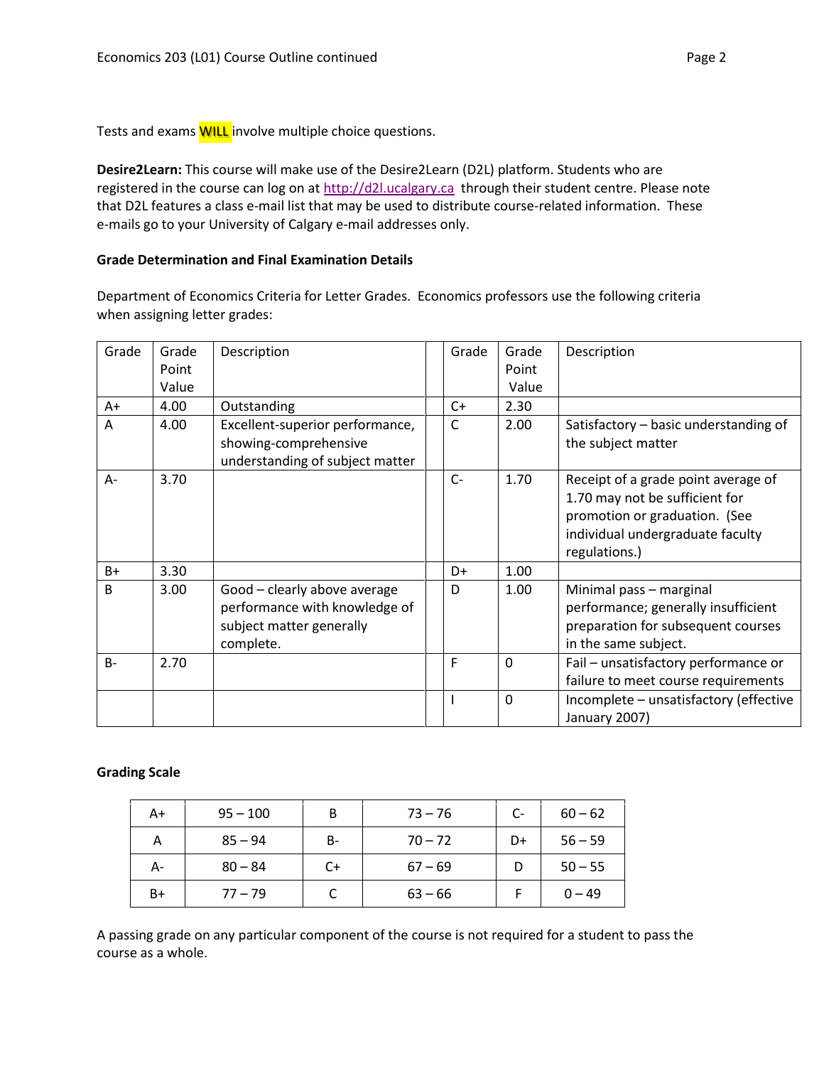Tests and exams **WILL** involve multiple choice questions.

**Desire2Learn:** This course will make use of the Desire2Learn (D2L) platform. Students who are registered in the course can log on at http://d2l.ucalgary.ca through their student centre. Please note that D2L features a class e-mail list that may be used to distribute course-related information. These e-mails go to your University of Calgary e-mail addresses only.

**Grade Determination and Final Examination Details**

Department of Economics Criteria for Letter Grades. Economics professors use the following criteria when assigning letter grades:

| Grade | Grade Point Value | Description | | Grade | Grade Point Value | Description |
|---|---|---|---|---|---|---|
| A+ | 4.00 | Outstanding | | C+ | 2.30 | |
| A | 4.00 | Excellent-superior performance, showing-comprehensive understanding of subject matter | | C | 2.00 | Satisfactory – basic understanding of the subject matter |
| A- | 3.70 | | | C- | 1.70 | Receipt of a grade point average of 1.70 may not be sufficient for promotion or graduation. (See individual undergraduate faculty regulations.) |
| B+ | 3.30 | | | D+ | 1.00 | |
| B | 3.00 | Good – clearly above average performance with knowledge of subject matter generally complete. | | D | 1.00 | Minimal pass – marginal performance; generally insufficient preparation for subsequent courses in the same subject. |
| B- | 2.70 | | | F | 0 | Fail – unsatisfactory performance or failure to meet course requirements |
| | | | | I | 0 | Incomplete – unsatisfactory (effective January 2007) |

**Grading Scale**

| | | | | | |
|---|---|---|---|---|---|
| A+ | 95 – 100 | B | 73 – 76 | C- | 60 – 62 |
| A | 85 – 94 | B- | 70 – 72 | D+ | 56 – 59 |
| A- | 80 – 84 | C+ | 67 – 69 | D | 50 – 55 |
| B+ | 77 – 79 | C | 63 – 66 | F | 0 – 49 |

A passing grade on any particular component of the course is not required for a student to pass the course as a whole.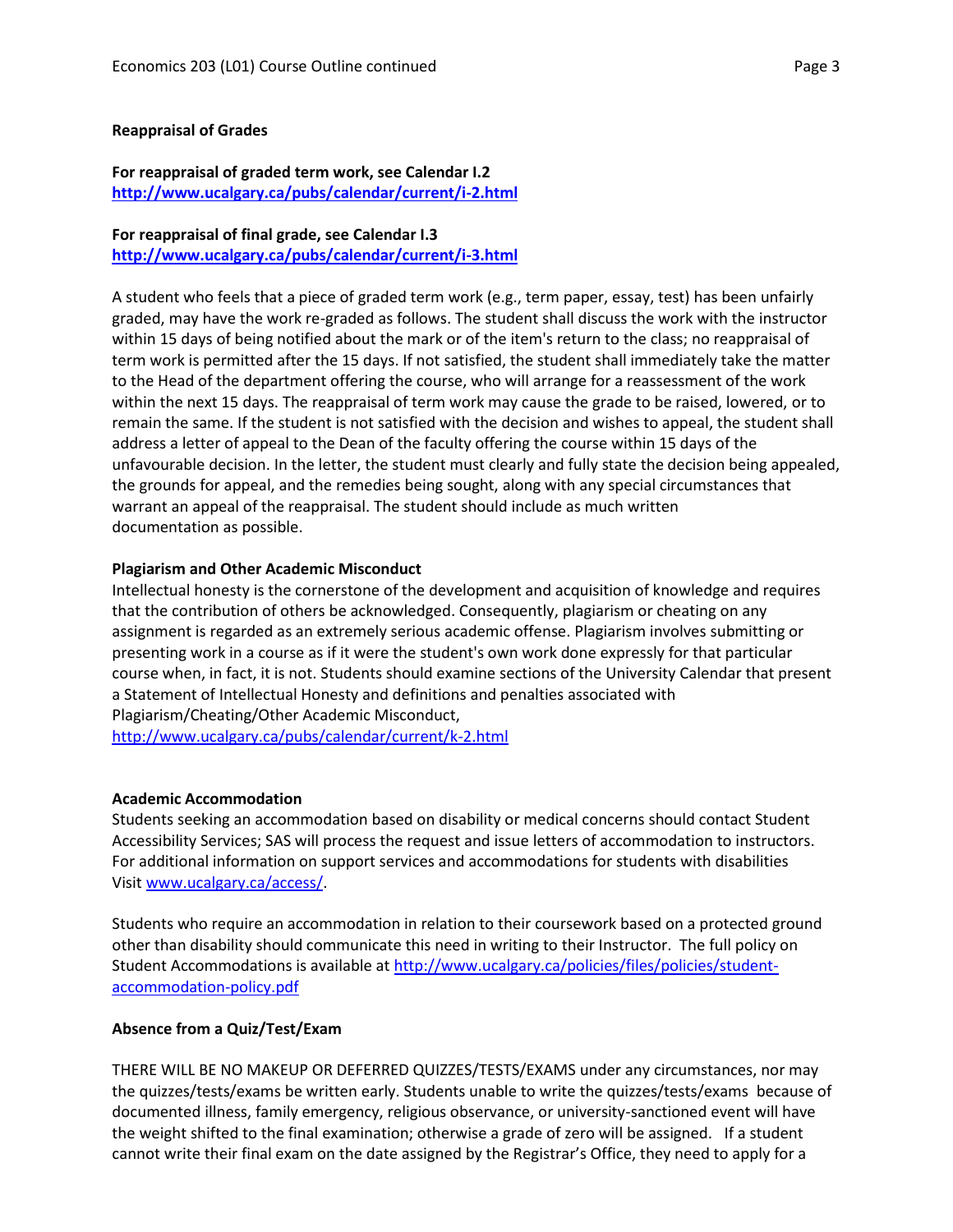**Reappraisal of Grades**

**For reappraisal of graded term work, see Calendar I.2**
**http://www.ucalgary.ca/pubs/calendar/current/i-2.html**

**For reappraisal of final grade, see Calendar I.3**
**http://www.ucalgary.ca/pubs/calendar/current/i-3.html**

A student who feels that a piece of graded term work (e.g., term paper, essay, test) has been unfairly graded, may have the work re-graded as follows. The student shall discuss the work with the instructor within 15 days of being notified about the mark or of the item's return to the class; no reappraisal of term work is permitted after the 15 days. If not satisfied, the student shall immediately take the matter to the Head of the department offering the course, who will arrange for a reassessment of the work within the next 15 days. The reappraisal of term work may cause the grade to be raised, lowered, or to remain the same. If the student is not satisfied with the decision and wishes to appeal, the student shall address a letter of appeal to the Dean of the faculty offering the course within 15 days of the unfavourable decision. In the letter, the student must clearly and fully state the decision being appealed, the grounds for appeal, and the remedies being sought, along with any special circumstances that warrant an appeal of the reappraisal. The student should include as much written documentation as possible.

**Plagiarism and Other Academic Misconduct**

Intellectual honesty is the cornerstone of the development and acquisition of knowledge and requires that the contribution of others be acknowledged. Consequently, plagiarism or cheating on any assignment is regarded as an extremely serious academic offense. Plagiarism involves submitting or presenting work in a course as if it were the student's own work done expressly for that particular course when, in fact, it is not. Students should examine sections of the University Calendar that present a Statement of Intellectual Honesty and definitions and penalties associated with Plagiarism/Cheating/Other Academic Misconduct,
http://www.ucalgary.ca/pubs/calendar/current/k-2.html

**Academic Accommodation**

Students seeking an accommodation based on disability or medical concerns should contact Student Accessibility Services; SAS will process the request and issue letters of accommodation to instructors. For additional information on support services and accommodations for students with disabilities Visit www.ucalgary.ca/access/.

Students who require an accommodation in relation to their coursework based on a protected ground other than disability should communicate this need in writing to their Instructor. The full policy on Student Accommodations is available at http://www.ucalgary.ca/policies/files/policies/student-accommodation-policy.pdf

**Absence from a Quiz/Test/Exam**

THERE WILL BE NO MAKEUP OR DEFERRED QUIZZES/TESTS/EXAMS under any circumstances, nor may the quizzes/tests/exams be written early. Students unable to write the quizzes/tests/exams because of documented illness, family emergency, religious observance, or university-sanctioned event will have the weight shifted to the final examination; otherwise a grade of zero will be assigned. If a student cannot write their final exam on the date assigned by the Registrar's Office, they need to apply for a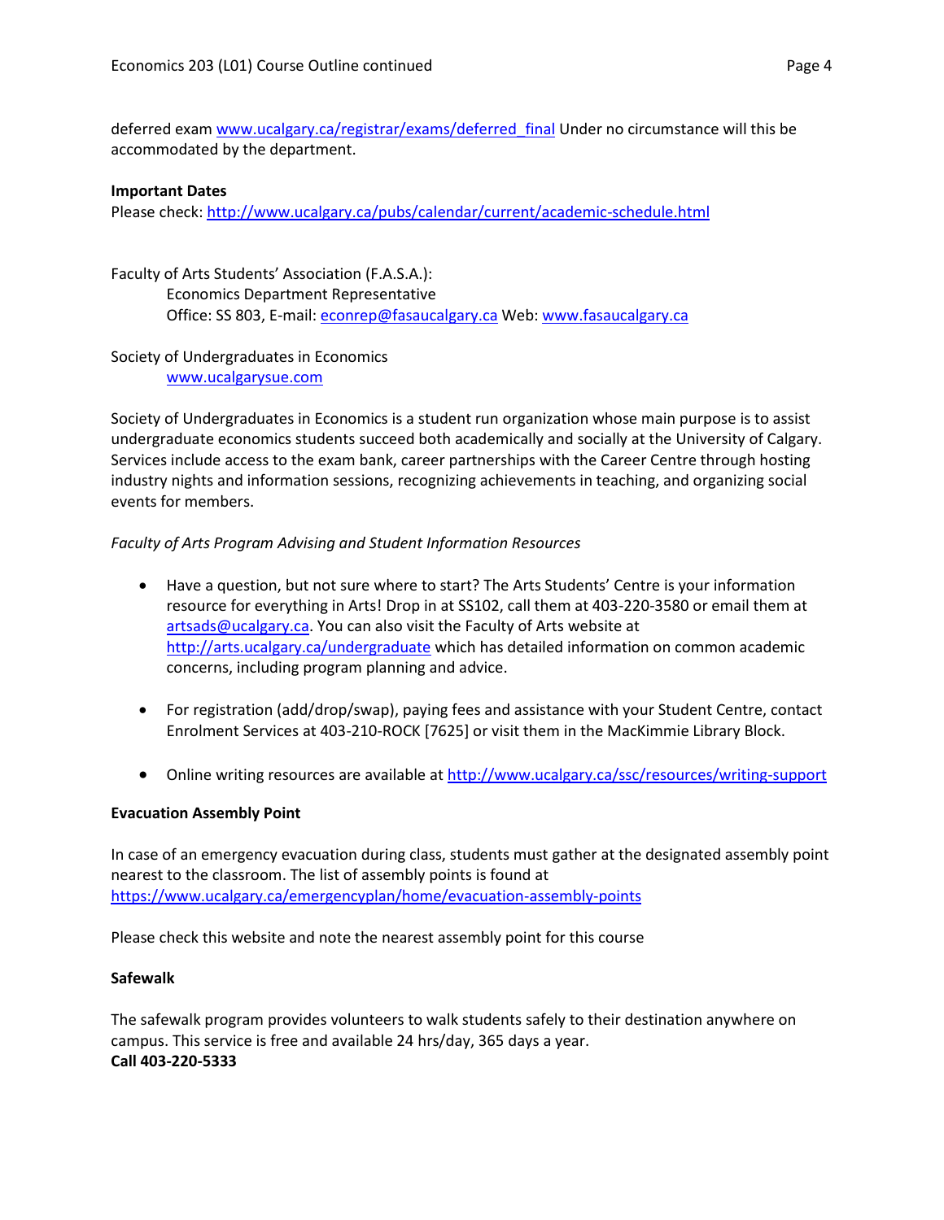deferred exam www.ucalgary.ca/registrar/exams/deferred_final Under no circumstance will this be accommodated by the department.

**Important Dates**
Please check: http://www.ucalgary.ca/pubs/calendar/current/academic-schedule.html

Faculty of Arts Students' Association (F.A.S.A.):
Economics Department Representative
Office: SS 803, E-mail: econrep@fasaucalgary.ca Web: www.fasaucalgary.ca

Society of Undergraduates in Economics
www.ucalgarysue.com

Society of Undergraduates in Economics is a student run organization whose main purpose is to assist undergraduate economics students succeed both academically and socially at the University of Calgary. Services include access to the exam bank, career partnerships with the Career Centre through hosting industry nights and information sessions, recognizing achievements in teaching, and organizing social events for members.

*Faculty of Arts Program Advising and Student Information Resources*

- Have a question, but not sure where to start? The Arts Students' Centre is your information resource for everything in Arts! Drop in at SS102, call them at 403-220-3580 or email them at artsads@ucalgary.ca. You can also visit the Faculty of Arts website at http://arts.ucalgary.ca/undergraduate which has detailed information on common academic concerns, including program planning and advice.
- For registration (add/drop/swap), paying fees and assistance with your Student Centre, contact Enrolment Services at 403-210-ROCK [7625] or visit them in the MacKimmie Library Block.
- Online writing resources are available at http://www.ucalgary.ca/ssc/resources/writing-support

**Evacuation Assembly Point**

In case of an emergency evacuation during class, students must gather at the designated assembly point nearest to the classroom. The list of assembly points is found at https://www.ucalgary.ca/emergencyplan/home/evacuation-assembly-points

Please check this website and note the nearest assembly point for this course

**Safewalk**

The safewalk program provides volunteers to walk students safely to their destination anywhere on campus. This service is free and available 24 hrs/day, 365 days a year.
**Call 403-220-5333**